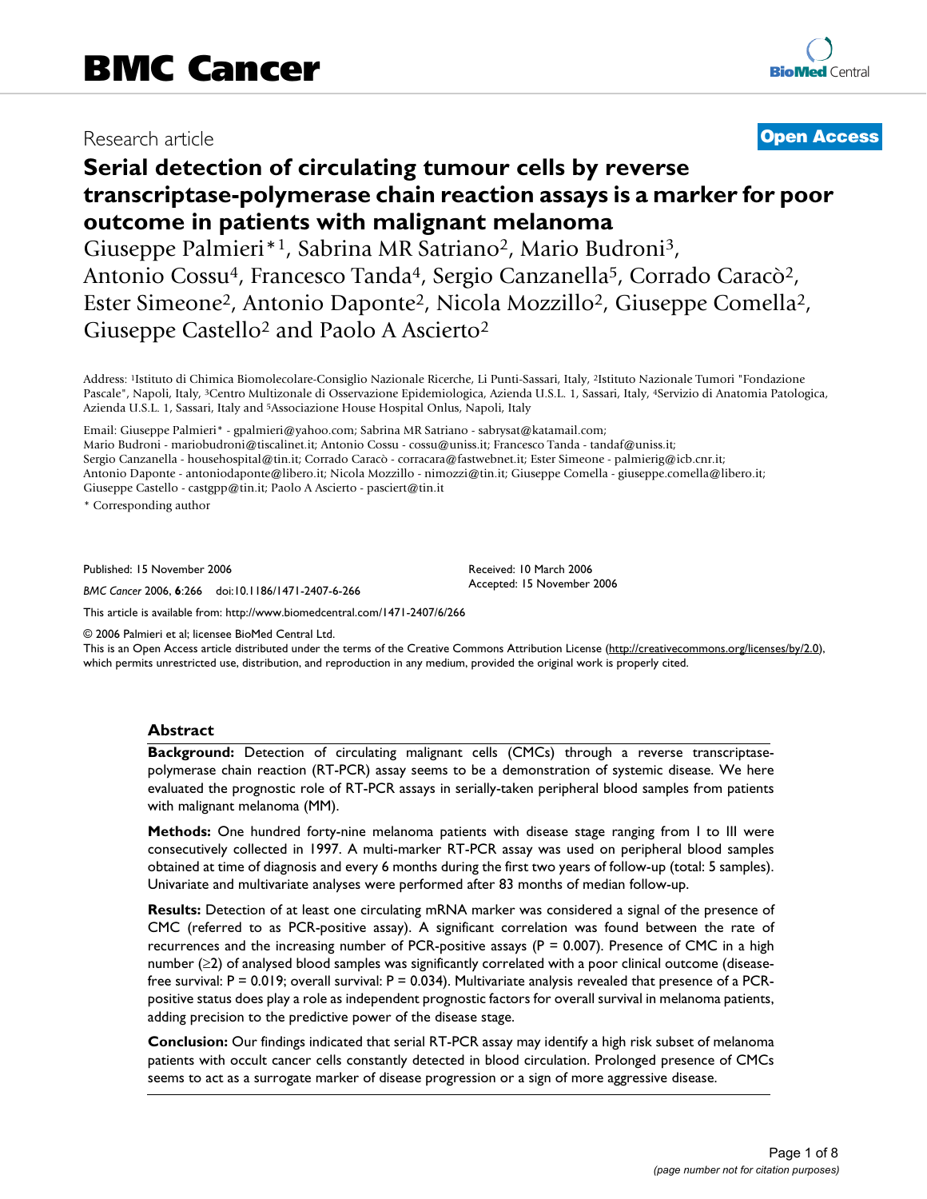BMC Cancer

Research article

**Open Access**

# Serial detection of circulating tumour cells by reverse transcriptase-polymerase chain reaction assays is a marker for poor outcome in patients with malignant melanoma

Giuseppe Palmieri*[1], Sabrina MR Satriano[2], Mario Budroni[3], Antonio Cossu[4], Francesco Tanda[4], Sergio Canzanella[5], Corrado Caracò[2], Ester Simeone[2], Antonio Daponte[2], Nicola Mozzillo[2], Giuseppe Comella[2], Giuseppe Castello[2] and Paolo A Ascierto[2]

Address: [1]Istituto di Chimica Biomolecolare-Consiglio Nazionale Ricerche, Li Punti-Sassari, Italy, [2]Istituto Nazionale Tumori "Fondazione Pascale", Napoli, Italy, [3]Centro Multizonale di Osservazione Epidemiologica, Azienda U.S.L. 1, Sassari, Italy, [4]Servizio di Anatomia Patologica, Azienda U.S.L. 1, Sassari, Italy and [5]Associazione House Hospital Onlus, Napoli, Italy

Email: Giuseppe Palmieri* - gpalmieri@yahoo.com; Sabrina MR Satriano - sabrysat@katamail.com; Mario Budroni - mariobudroni@tiscalinet.it; Antonio Cossu - cossu@uniss.it; Francesco Tanda - tandaf@uniss.it; Sergio Canzanella - househospital@tin.it; Corrado Caracò - corracara@fastwebnet.it; Ester Simeone - palmierig@icb.cnr.it; Antonio Daponte - antoniodaponte@libero.it; Nicola Mozzillo - nimozzi@tin.it; Giuseppe Comella - giuseppe.comella@libero.it; Giuseppe Castello - castgpp@tin.it; Paolo A Ascierto - pasciert@tin.it

\* Corresponding author

Published: 15 November 2006

*BMC Cancer* 2006, **6**:266 doi:10.1186/1471-2407-6-266

Received: 10 March 2006
Accepted: 15 November 2006

This article is available from: http://www.biomedcentral.com/1471-2407/6/266

© 2006 Palmieri et al; licensee BioMed Central Ltd.
This is an Open Access article distributed under the terms of the Creative Commons Attribution License (http://creativecommons.org/licenses/by/2.0), which permits unrestricted use, distribution, and reproduction in any medium, provided the original work is properly cited.

## Abstract

**Background:** Detection of circulating malignant cells (CMCs) through a reverse transcriptase-polymerase chain reaction (RT-PCR) assay seems to be a demonstration of systemic disease. We here evaluated the prognostic role of RT-PCR assays in serially-taken peripheral blood samples from patients with malignant melanoma (MM).

**Methods:** One hundred forty-nine melanoma patients with disease stage ranging from I to III were consecutively collected in 1997. A multi-marker RT-PCR assay was used on peripheral blood samples obtained at time of diagnosis and every 6 months during the first two years of follow-up (total: 5 samples). Univariate and multivariate analyses were performed after 83 months of median follow-up.

**Results:** Detection of at least one circulating mRNA marker was considered a signal of the presence of CMC (referred to as PCR-positive assay). A significant correlation was found between the rate of recurrences and the increasing number of PCR-positive assays ($P = 0.007$). Presence of CMC in a high number ($\geq 2$) of analysed blood samples was significantly correlated with a poor clinical outcome (disease-free survival: $P = 0.019$; overall survival: $P = 0.034$). Multivariate analysis revealed that presence of a PCR-positive status does play a role as independent prognostic factors for overall survival in melanoma patients, adding precision to the predictive power of the disease stage.

**Conclusion:** Our findings indicated that serial RT-PCR assay may identify a high risk subset of melanoma patients with occult cancer cells constantly detected in blood circulation. Prolonged presence of CMCs seems to act as a surrogate marker of disease progression or a sign of more aggressive disease.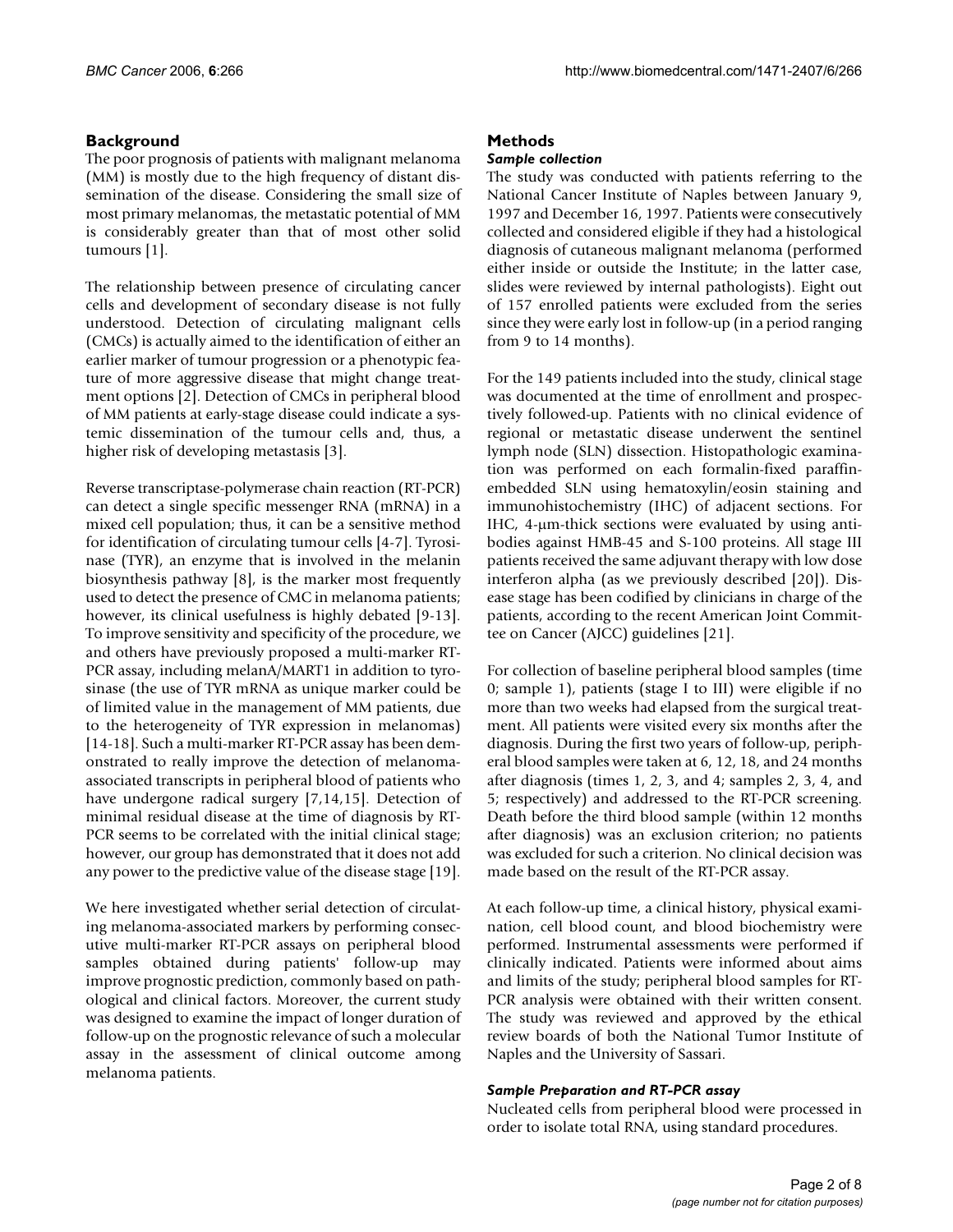## Background

The poor prognosis of patients with malignant melanoma (MM) is mostly due to the high frequency of distant dissemination of the disease. Considering the small size of most primary melanomas, the metastatic potential of MM is considerably greater than that of most other solid tumours [1].

The relationship between presence of circulating cancer cells and development of secondary disease is not fully understood. Detection of circulating malignant cells (CMCs) is actually aimed to the identification of either an earlier marker of tumour progression or a phenotypic feature of more aggressive disease that might change treatment options [2]. Detection of CMCs in peripheral blood of MM patients at early-stage disease could indicate a systemic dissemination of the tumour cells and, thus, a higher risk of developing metastasis [3].

Reverse transcriptase-polymerase chain reaction (RT-PCR) can detect a single specific messenger RNA (mRNA) in a mixed cell population; thus, it can be a sensitive method for identification of circulating tumour cells [4-7]. Tyrosinase (TYR), an enzyme that is involved in the melanin biosynthesis pathway [8], is the marker most frequently used to detect the presence of CMC in melanoma patients; however, its clinical usefulness is highly debated [9-13]. To improve sensitivity and specificity of the procedure, we and others have previously proposed a multi-marker RT-PCR assay, including melanA/MART1 in addition to tyrosinase (the use of TYR mRNA as unique marker could be of limited value in the management of MM patients, due to the heterogeneity of TYR expression in melanomas) [14-18]. Such a multi-marker RT-PCR assay has been demonstrated to really improve the detection of melanoma-associated transcripts in peripheral blood of patients who have undergone radical surgery [7,14,15]. Detection of minimal residual disease at the time of diagnosis by RT-PCR seems to be correlated with the initial clinical stage; however, our group has demonstrated that it does not add any power to the predictive value of the disease stage [19].

We here investigated whether serial detection of circulating melanoma-associated markers by performing consecutive multi-marker RT-PCR assays on peripheral blood samples obtained during patients' follow-up may improve prognostic prediction, commonly based on pathological and clinical factors. Moreover, the current study was designed to examine the impact of longer duration of follow-up on the prognostic relevance of such a molecular assay in the assessment of clinical outcome among melanoma patients.

## Methods

### *Sample collection*

The study was conducted with patients referring to the National Cancer Institute of Naples between January 9, 1997 and December 16, 1997. Patients were consecutively collected and considered eligible if they had a histological diagnosis of cutaneous malignant melanoma (performed either inside or outside the Institute; in the latter case, slides were reviewed by internal pathologists). Eight out of 157 enrolled patients were excluded from the series since they were early lost in follow-up (in a period ranging from 9 to 14 months).

For the 149 patients included into the study, clinical stage was documented at the time of enrollment and prospectively followed-up. Patients with no clinical evidence of regional or metastatic disease underwent the sentinel lymph node (SLN) dissection. Histopathologic examination was performed on each formalin-fixed paraffin-embedded SLN using hematoxylin/eosin staining and immunohistochemistry (IHC) of adjacent sections. For IHC, 4-μm-thick sections were evaluated by using antibodies against HMB-45 and S-100 proteins. All stage III patients received the same adjuvant therapy with low dose interferon alpha (as we previously described [20]). Disease stage has been codified by clinicians in charge of the patients, according to the recent American Joint Committee on Cancer (AJCC) guidelines [21].

For collection of baseline peripheral blood samples (time 0; sample 1), patients (stage I to III) were eligible if no more than two weeks had elapsed from the surgical treatment. All patients were visited every six months after the diagnosis. During the first two years of follow-up, peripheral blood samples were taken at 6, 12, 18, and 24 months after diagnosis (times 1, 2, 3, and 4; samples 2, 3, 4, and 5; respectively) and addressed to the RT-PCR screening. Death before the third blood sample (within 12 months after diagnosis) was an exclusion criterion; no patients was excluded for such a criterion. No clinical decision was made based on the result of the RT-PCR assay.

At each follow-up time, a clinical history, physical examination, cell blood count, and blood biochemistry were performed. Instrumental assessments were performed if clinically indicated. Patients were informed about aims and limits of the study; peripheral blood samples for RT-PCR analysis were obtained with their written consent. The study was reviewed and approved by the ethical review boards of both the National Tumor Institute of Naples and the University of Sassari.

### *Sample Preparation and RT-PCR assay*

Nucleated cells from peripheral blood were processed in order to isolate total RNA, using standard procedures.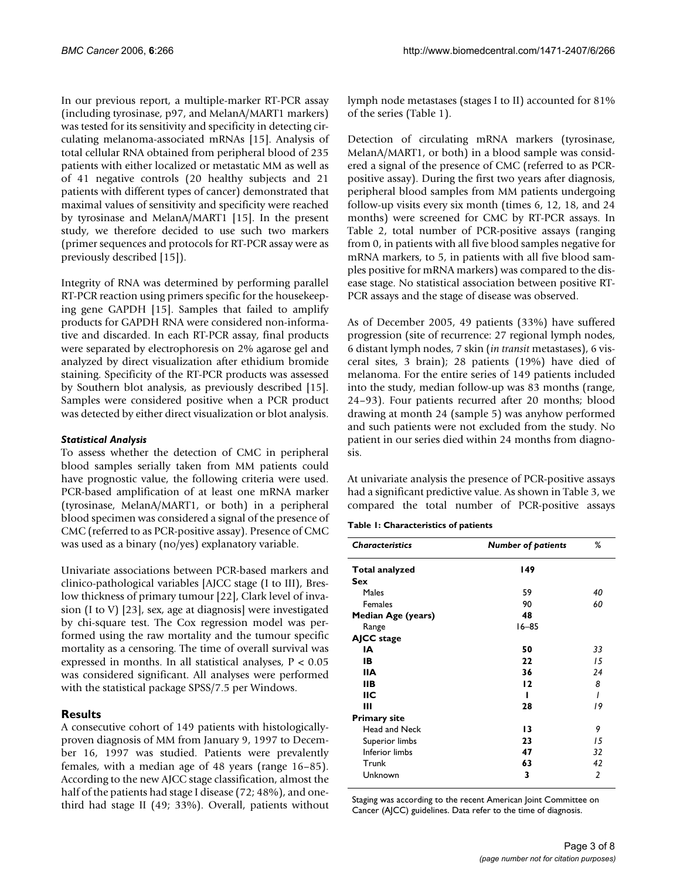In our previous report, a multiple-marker RT-PCR assay (including tyrosinase, p97, and MelanA/MART1 markers) was tested for its sensitivity and specificity in detecting circulating melanoma-associated mRNAs [15]. Analysis of total cellular RNA obtained from peripheral blood of 235 patients with either localized or metastatic MM as well as of 41 negative controls (20 healthy subjects and 21 patients with different types of cancer) demonstrated that maximal values of sensitivity and specificity were reached by tyrosinase and MelanA/MART1 [15]. In the present study, we therefore decided to use such two markers (primer sequences and protocols for RT-PCR assay were as previously described [15]).

Integrity of RNA was determined by performing parallel RT-PCR reaction using primers specific for the housekeeping gene GAPDH [15]. Samples that failed to amplify products for GAPDH RNA were considered non-informative and discarded. In each RT-PCR assay, final products were separated by electrophoresis on 2% agarose gel and analyzed by direct visualization after ethidium bromide staining. Specificity of the RT-PCR products was assessed by Southern blot analysis, as previously described [15]. Samples were considered positive when a PCR product was detected by either direct visualization or blot analysis.

### *Statistical Analysis*

To assess whether the detection of CMC in peripheral blood samples serially taken from MM patients could have prognostic value, the following criteria were used. PCR-based amplification of at least one mRNA marker (tyrosinase, MelanA/MART1, or both) in a peripheral blood specimen was considered a signal of the presence of CMC (referred to as PCR-positive assay). Presence of CMC was used as a binary (no/yes) explanatory variable.

Univariate associations between PCR-based markers and clinico-pathological variables [AJCC stage (I to III), Breslow thickness of primary tumour [22], Clark level of invasion (I to V) [23], sex, age at diagnosis] were investigated by chi-square test. The Cox regression model was performed using the raw mortality and the tumour specific mortality as a censoring. The time of overall survival was expressed in months. In all statistical analyses, $P < 0.05$ was considered significant. All analyses were performed with the statistical package SPSS/7.5 per Windows.

## Results

A consecutive cohort of 149 patients with histologically-proven diagnosis of MM from January 9, 1997 to December 16, 1997 was studied. Patients were prevalently females, with a median age of 48 years (range 16–85). According to the new AJCC stage classification, almost the half of the patients had stage I disease (72; 48%), and one-third had stage II (49; 33%). Overall, patients without lymph node metastases (stages I to II) accounted for 81% of the series (Table 1).

Detection of circulating mRNA markers (tyrosinase, MelanA/MART1, or both) in a blood sample was considered a signal of the presence of CMC (referred to as PCR-positive assay). During the first two years after diagnosis, peripheral blood samples from MM patients undergoing follow-up visits every six month (times 6, 12, 18, and 24 months) were screened for CMC by RT-PCR assays. In Table 2, total number of PCR-positive assays (ranging from 0, in patients with all five blood samples negative for mRNA markers, to 5, in patients with all five blood samples positive for mRNA markers) was compared to the disease stage. No statistical association between positive RT-PCR assays and the stage of disease was observed.

As of December 2005, 49 patients (33%) have suffered progression (site of recurrence: 27 regional lymph nodes, 6 distant lymph nodes, 7 skin (*in transit* metastases), 6 visceral sites, 3 brain); 28 patients (19%) have died of melanoma. For the entire series of 149 patients included into the study, median follow-up was 83 months (range, 24–93). Four patients recurred after 20 months; blood drawing at month 24 (sample 5) was anyhow performed and such patients were not excluded from the study. No patient in our series died within 24 months from diagnosis.

At univariate analysis the presence of PCR-positive assays had a significant predictive value. As shown in Table 3, we compared the total number of PCR-positive assays

**Table 1: Characteristics of patients**

| *Characteristics* | *Number of patients* | % |
|---|---|---|
| **Total analyzed** | **149** | |
| **Sex** | | |
| Males | 59 | *40* |
| Females | 90 | *60* |
| **Median Age (years)** | **48** | |
| Range | 16–85 | |
| **AJCC stage** | | |
| **IA** | **50** | *33* |
| **IB** | **22** | *15* |
| **IIA** | **36** | *24* |
| **IIB** | **12** | *8* |
| **IIC** | **1** | *1* |
| **III** | **28** | *19* |
| **Primary site** | | |
| Head and Neck | **13** | *9* |
| Superior limbs | **23** | *15* |
| Inferior limbs | **47** | *32* |
| Trunk | **63** | *42* |
| Unknown | **3** | *2* |

Staging was according to the recent American Joint Committee on Cancer (AJCC) guidelines. Data refer to the time of diagnosis.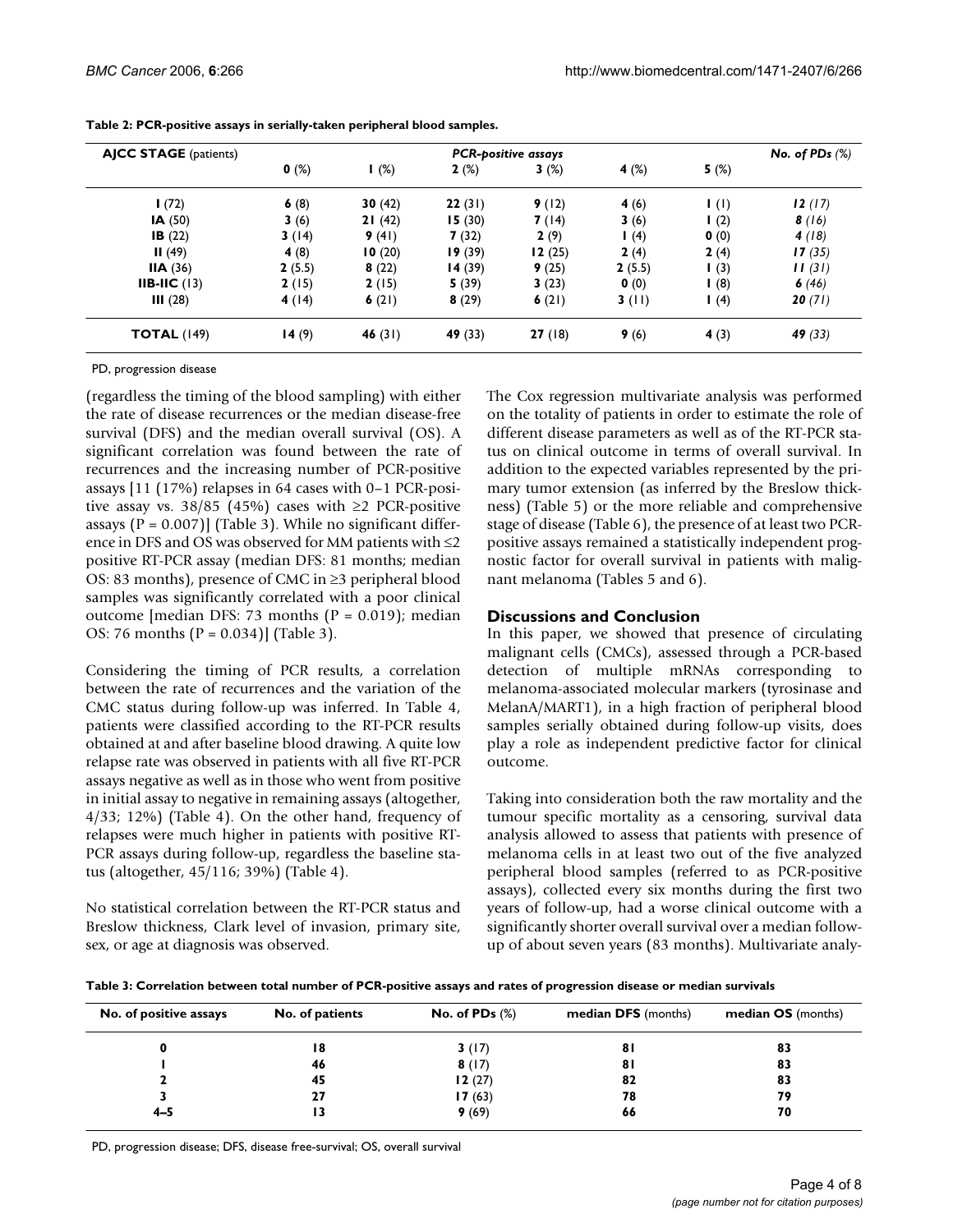**Table 2: PCR-positive assays in serially-taken peripheral blood samples.**

| **AJCC STAGE** (patients) | *PCR-positive assays* | | | | | | *No. of PDs (%)* |
|---|---|---|---|---|---|---|---|
| | **0** (%) | **1** (%) | **2** (%) | **3** (%) | **4** (%) | **5** (%) | |
| **I** (72) | **6** (8) | **30** (42) | **22** (31) | **9** (12) | **4** (6) | **1** (1) | ***12** (17)* |
| **IA** (50) | **3** (6) | **21** (42) | **15** (30) | **7** (14) | **3** (6) | **1** (2) | ***8** (16)* |
| **IB** (22) | **3** (14) | **9** (41) | **7** (32) | **2** (9) | **1** (4) | **0** (0) | ***4** (18)* |
| **II** (49) | **4** (8) | **10** (20) | **19** (39) | **12** (25) | **2** (4) | **2** (4) | ***17** (35)* |
| **IIA** (36) | **2** (5.5) | **8** (22) | **14** (39) | **9** (25) | **2** (5.5) | **1** (3) | ***11** (31)* |
| **IIB-IIC** (13) | **2** (15) | **2** (15) | **5** (39) | **3** (23) | **0** (0) | **1** (8) | ***6** (46)* |
| **III** (28) | **4** (14) | **6** (21) | **8** (29) | **6** (21) | **3** (11) | **1** (4) | ***20** (71)* |
| **TOTAL** (149) | **14** (9) | **46** (31) | **49** (33) | **27** (18) | **9** (6) | **4** (3) | ***49** (33)* |

PD, progression disease

(regardless the timing of the blood sampling) with either the rate of disease recurrences or the median disease-free survival (DFS) and the median overall survival (OS). A significant correlation was found between the rate of recurrences and the increasing number of PCR-positive assays [11 (17%) relapses in 64 cases with 0–1 PCR-positive assay vs. 38/85 (45%) cases with ≥2 PCR-positive assays ($P = 0.007$)] (Table 3). While no significant difference in DFS and OS was observed for MM patients with ≤2 positive RT-PCR assay (median DFS: 81 months; median OS: 83 months), presence of CMC in ≥3 peripheral blood samples was significantly correlated with a poor clinical outcome [median DFS: 73 months ($P = 0.019$); median OS: 76 months ($P = 0.034$)] (Table 3).

Considering the timing of PCR results, a correlation between the rate of recurrences and the variation of the CMC status during follow-up was inferred. In Table 4, patients were classified according to the RT-PCR results obtained at and after baseline blood drawing. A quite low relapse rate was observed in patients with all five RT-PCR assays negative as well as in those who went from positive in initial assay to negative in remaining assays (altogether, 4/33; 12%) (Table 4). On the other hand, frequency of relapses were much higher in patients with positive RT-PCR assays during follow-up, regardless the baseline status (altogether, 45/116; 39%) (Table 4).

No statistical correlation between the RT-PCR status and Breslow thickness, Clark level of invasion, primary site, sex, or age at diagnosis was observed.

The Cox regression multivariate analysis was performed on the totality of patients in order to estimate the role of different disease parameters as well as of the RT-PCR status on clinical outcome in terms of overall survival. In addition to the expected variables represented by the primary tumor extension (as inferred by the Breslow thickness) (Table 5) or the more reliable and comprehensive stage of disease (Table 6), the presence of at least two PCR-positive assays remained a statistically independent prognostic factor for overall survival in patients with malignant melanoma (Tables 5 and 6).

## Discussions and Conclusion

In this paper, we showed that presence of circulating malignant cells (CMCs), assessed through a PCR-based detection of multiple mRNAs corresponding to melanoma-associated molecular markers (tyrosinase and MelanA/MART1), in a high fraction of peripheral blood samples serially obtained during follow-up visits, does play a role as independent predictive factor for clinical outcome.

Taking into consideration both the raw mortality and the tumour specific mortality as a censoring, survival data analysis allowed to assess that patients with presence of melanoma cells in at least two out of the five analyzed peripheral blood samples (referred to as PCR-positive assays), collected every six months during the first two years of follow-up, had a worse clinical outcome with a significantly shorter overall survival over a median follow-up of about seven years (83 months). Multivariate analy-

**Table 3: Correlation between total number of PCR-positive assays and rates of progression disease or median survivals**

| No. of positive assays | No. of patients | **No. of PDs** (%) | **median DFS** (months) | **median OS** (months) |
|---|---|---|---|---|
| **0** | **18** | **3** (17) | **81** | **83** |
| **1** | **46** | **8** (17) | **81** | **83** |
| **2** | **45** | **12** (27) | **82** | **83** |
| **3** | **27** | **17** (63) | **78** | **79** |
| **4–5** | **13** | **9** (69) | **66** | **70** |

PD, progression disease; DFS, disease free-survival; OS, overall survival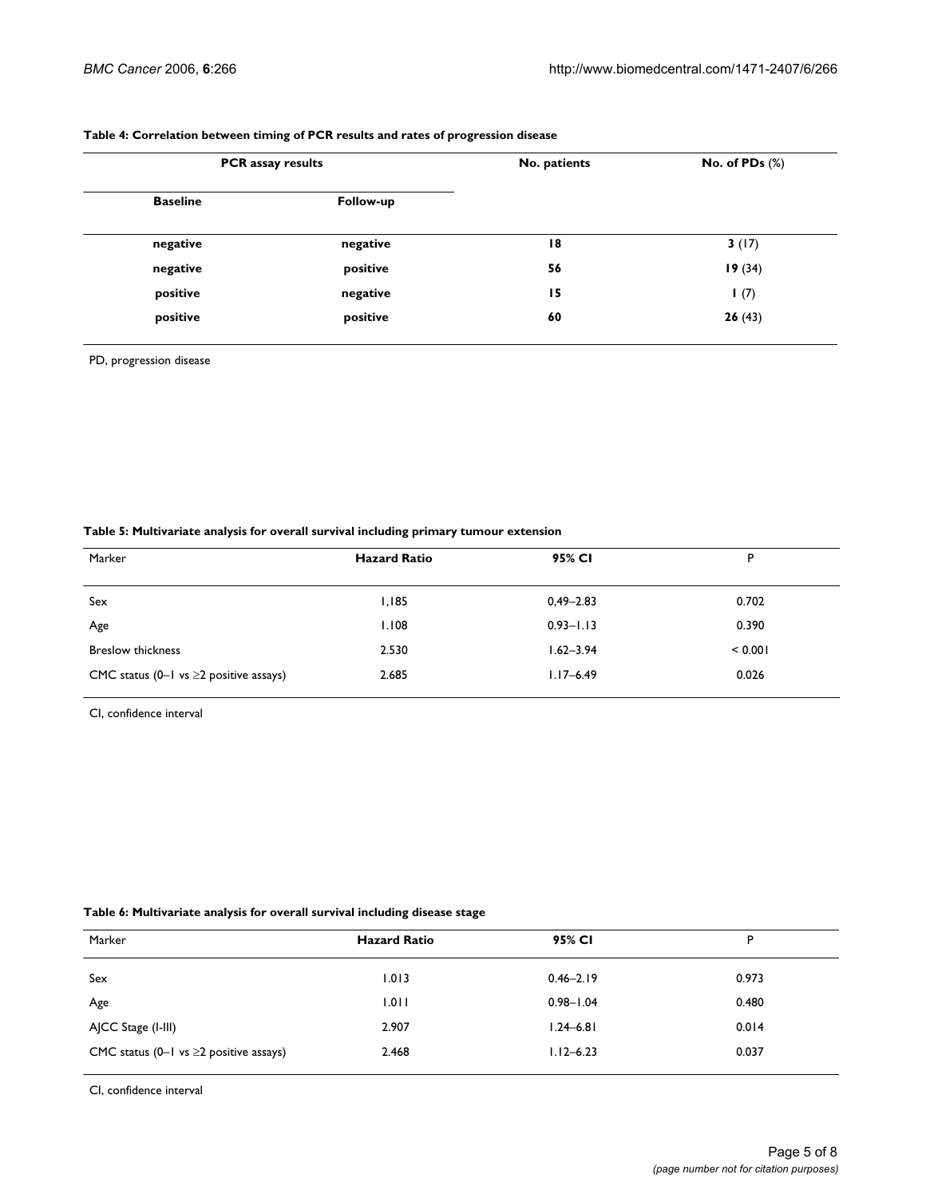**Table 4: Correlation between timing of PCR results and rates of progression disease**

| PCR assay results | | No. patients | No. of PDs (%) |
|---|---|---|---|
| Baseline | Follow-up | | |
| negative | negative | 18 | **3** (17) |
| negative | positive | 56 | **19** (34) |
| positive | negative | 15 | **1** (7) |
| positive | positive | 60 | **26** (43) |

PD, progression disease

**Table 5: Multivariate analysis for overall survival including primary tumour extension**

| Marker | Hazard Ratio | 95% CI | P |
|---|---|---|---|
| Sex | 1,185 | 0,49–2.83 | 0.702 |
| Age | 1.108 | 0.93–1.13 | 0.390 |
| Breslow thickness | 2.530 | 1.62–3.94 | < 0.001 |
| CMC status (0–1 vs ≥2 positive assays) | 2.685 | 1.17–6.49 | 0.026 |

CI, confidence interval

**Table 6: Multivariate analysis for overall survival including disease stage**

| Marker | Hazard Ratio | 95% CI | P |
|---|---|---|---|
| Sex | 1.013 | 0.46–2.19 | 0.973 |
| Age | 1.011 | 0.98–1.04 | 0.480 |
| AJCC Stage (I-III) | 2.907 | 1.24–6.81 | 0.014 |
| CMC status (0–1 vs ≥2 positive assays) | 2.468 | 1.12–6.23 | 0.037 |

CI, confidence interval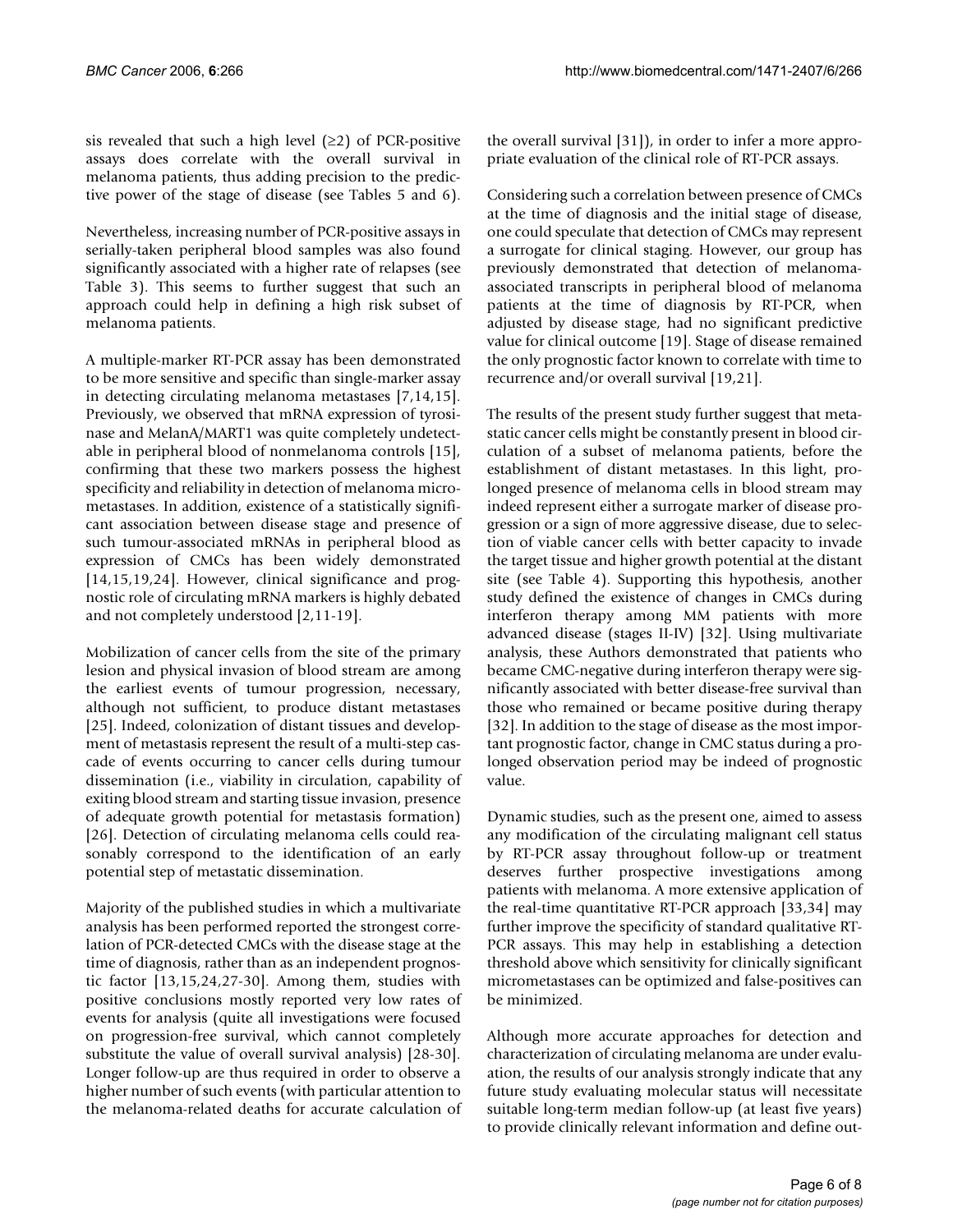sis revealed that such a high level (≥2) of PCR-positive assays does correlate with the overall survival in melanoma patients, thus adding precision to the predictive power of the stage of disease (see Tables 5 and 6).

Nevertheless, increasing number of PCR-positive assays in serially-taken peripheral blood samples was also found significantly associated with a higher rate of relapses (see Table 3). This seems to further suggest that such an approach could help in defining a high risk subset of melanoma patients.

A multiple-marker RT-PCR assay has been demonstrated to be more sensitive and specific than single-marker assay in detecting circulating melanoma metastases [7,14,15]. Previously, we observed that mRNA expression of tyrosinase and MelanA/MART1 was quite completely undetectable in peripheral blood of nonmelanoma controls [15], confirming that these two markers possess the highest specificity and reliability in detection of melanoma micrometastases. In addition, existence of a statistically significant association between disease stage and presence of such tumour-associated mRNAs in peripheral blood as expression of CMCs has been widely demonstrated [14,15,19,24]. However, clinical significance and prognostic role of circulating mRNA markers is highly debated and not completely understood [2,11-19].

Mobilization of cancer cells from the site of the primary lesion and physical invasion of blood stream are among the earliest events of tumour progression, necessary, although not sufficient, to produce distant metastases [25]. Indeed, colonization of distant tissues and development of metastasis represent the result of a multi-step cascade of events occurring to cancer cells during tumour dissemination (i.e., viability in circulation, capability of exiting blood stream and starting tissue invasion, presence of adequate growth potential for metastasis formation) [26]. Detection of circulating melanoma cells could reasonably correspond to the identification of an early potential step of metastatic dissemination.

Majority of the published studies in which a multivariate analysis has been performed reported the strongest correlation of PCR-detected CMCs with the disease stage at the time of diagnosis, rather than as an independent prognostic factor [13,15,24,27-30]. Among them, studies with positive conclusions mostly reported very low rates of events for analysis (quite all investigations were focused on progression-free survival, which cannot completely substitute the value of overall survival analysis) [28-30]. Longer follow-up are thus required in order to observe a higher number of such events (with particular attention to the melanoma-related deaths for accurate calculation of the overall survival [31]), in order to infer a more appropriate evaluation of the clinical role of RT-PCR assays.

Considering such a correlation between presence of CMCs at the time of diagnosis and the initial stage of disease, one could speculate that detection of CMCs may represent a surrogate for clinical staging. However, our group has previously demonstrated that detection of melanoma-associated transcripts in peripheral blood of melanoma patients at the time of diagnosis by RT-PCR, when adjusted by disease stage, had no significant predictive value for clinical outcome [19]. Stage of disease remained the only prognostic factor known to correlate with time to recurrence and/or overall survival [19,21].

The results of the present study further suggest that metastatic cancer cells might be constantly present in blood circulation of a subset of melanoma patients, before the establishment of distant metastases. In this light, prolonged presence of melanoma cells in blood stream may indeed represent either a surrogate marker of disease progression or a sign of more aggressive disease, due to selection of viable cancer cells with better capacity to invade the target tissue and higher growth potential at the distant site (see Table 4). Supporting this hypothesis, another study defined the existence of changes in CMCs during interferon therapy among MM patients with more advanced disease (stages II-IV) [32]. Using multivariate analysis, these Authors demonstrated that patients who became CMC-negative during interferon therapy were significantly associated with better disease-free survival than those who remained or became positive during therapy [32]. In addition to the stage of disease as the most important prognostic factor, change in CMC status during a prolonged observation period may be indeed of prognostic value.

Dynamic studies, such as the present one, aimed to assess any modification of the circulating malignant cell status by RT-PCR assay throughout follow-up or treatment deserves further prospective investigations among patients with melanoma. A more extensive application of the real-time quantitative RT-PCR approach [33,34] may further improve the specificity of standard qualitative RT-PCR assays. This may help in establishing a detection threshold above which sensitivity for clinically significant micrometastases can be optimized and false-positives can be minimized.

Although more accurate approaches for detection and characterization of circulating melanoma are under evaluation, the results of our analysis strongly indicate that any future study evaluating molecular status will necessitate suitable long-term median follow-up (at least five years) to provide clinically relevant information and define out-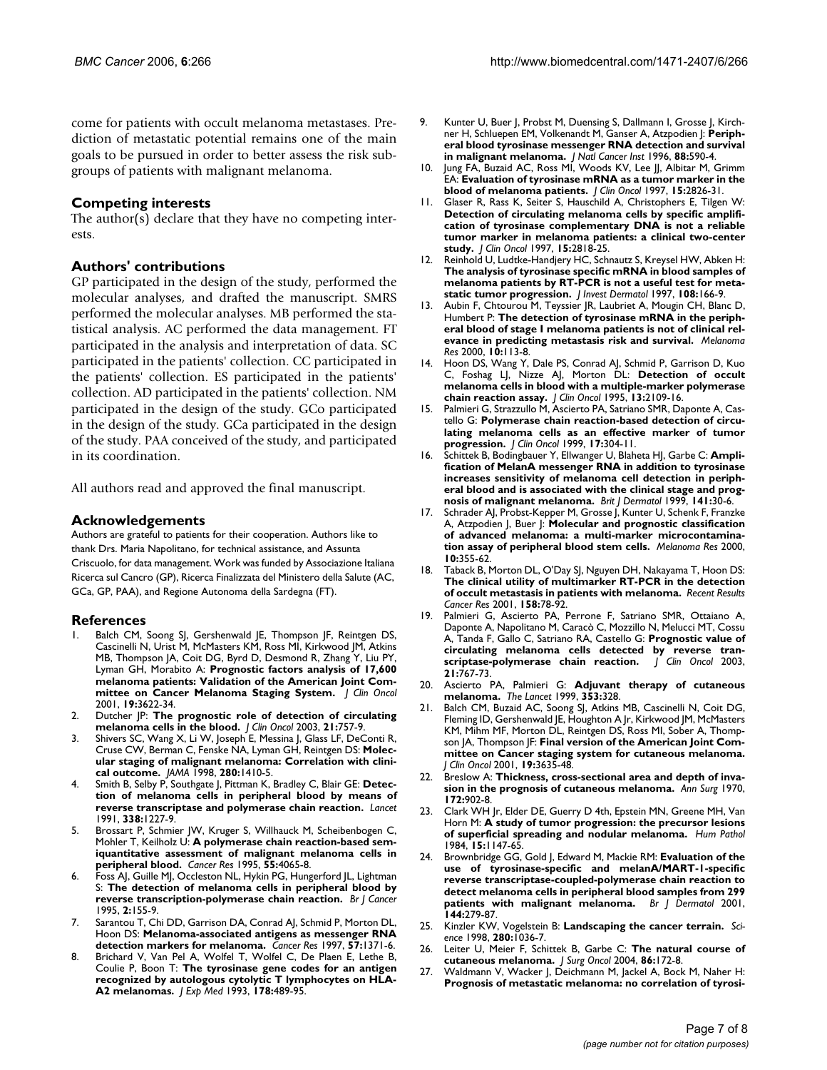come for patients with occult melanoma metastases. Prediction of metastatic potential remains one of the main goals to be pursued in order to better assess the risk subgroups of patients with malignant melanoma.

## Competing interests

The author(s) declare that they have no competing interests.

## Authors' contributions

GP participated in the design of the study, performed the molecular analyses, and drafted the manuscript. SMRS performed the molecular analyses. MB performed the statistical analysis. AC performed the data management. FT participated in the analysis and interpretation of data. SC participated in the patients' collection. CC participated in the patients' collection. ES participated in the patients' collection. AD participated in the patients' collection. NM participated in the design of the study. GCo participated in the design of the study. GCa participated in the design of the study. PAA conceived of the study, and participated in its coordination.

All authors read and approved the final manuscript.

## Acknowledgements

Authors are grateful to patients for their cooperation. Authors like to thank Drs. Maria Napolitano, for technical assistance, and Assunta Criscuolo, for data management. Work was funded by Associazione Italiana Ricerca sul Cancro (GP), Ricerca Finalizzata del Ministero della Salute (AC, GCa, GP, PAA), and Regione Autonoma della Sardegna (FT).

## References

1. Balch CM, Soong SJ, Gershenwald JE, Thompson JF, Reintgen DS, Cascinelli N, Urist M, McMasters KM, Ross MI, Kirkwood JM, Atkins MB, Thompson JA, Coit DG, Byrd D, Desmond R, Zhang Y, Liu PY, Lyman GH, Morabito A: **Prognostic factors analysis of 17,600 melanoma patients: Validation of the American Joint Committee on Cancer Melanoma Staging System.** *J Clin Oncol* 2001, **19:**3622-34.
2. Dutcher JP: **The prognostic role of detection of circulating melanoma cells in the blood.** *J Clin Oncol* 2003, **21:**757-9.
3. Shivers SC, Wang X, Li W, Joseph E, Messina J, Glass LF, DeConti R, Cruse CW, Berman C, Fenske NA, Lyman GH, Reintgen DS: **Molecular staging of malignant melanoma: Correlation with clinical outcome.** *JAMA* 1998, **280:**1410-5.
4. Smith B, Selby P, Southgate J, Pittman K, Bradley C, Blair GE: **Detection of melanoma cells in peripheral blood by means of reverse transcriptase and polymerase chain reaction.** *Lancet* 1991, **338:**1227-9.
5. Brossart P, Schmier JW, Kruger S, Willhauck M, Scheibenbogen C, Mohler T, Keilholz U: **A polymerase chain reaction-based semiquantitative assessment of malignant melanoma cells in peripheral blood.** *Cancer Res* 1995, **55:**4065-8.
6. Foss AJ, Guille MJ, Occleston NL, Hykin PG, Hungerford JL, Lightman S: **The detection of melanoma cells in peripheral blood by reverse transcription-polymerase chain reaction.** *Br J Cancer* 1995, **2:**155-9.
7. Sarantou T, Chi DD, Garrison DA, Conrad AJ, Schmid P, Morton DL, Hoon DS: **Melanoma-associated antigens as messenger RNA detection markers for melanoma.** *Cancer Res* 1997, **57:**1371-6.
8. Brichard V, Van Pel A, Wolfel T, Wolfel C, De Plaen E, Lethe B, Coulie P, Boon T: **The tyrosinase gene codes for an antigen recognized by autologous cytolytic T lymphocytes on HLA-A2 melanomas.** *J Exp Med* 1993, **178:**489-95.
9. Kunter U, Buer J, Probst M, Duensing S, Dallmann I, Grosse J, Kirchner H, Schluepen EM, Volkenandt M, Ganser A, Atzpodien J: **Peripheral blood tyrosinase messenger RNA detection and survival in malignant melanoma.** *J Natl Cancer Inst* 1996, **88:**590-4.
10. Jung FA, Buzaid AC, Ross MI, Woods KV, Lee JJ, Albitar M, Grimm EA: **Evaluation of tyrosinase mRNA as a tumor marker in the blood of melanoma patients.** *J Clin Oncol* 1997, **15:**2826-31.
11. Glaser R, Rass K, Seiter S, Hauschild A, Christophers E, Tilgen W: **Detection of circulating melanoma cells by specific amplification of tyrosinase complementary DNA is not a reliable tumor marker in melanoma patients: a clinical two-center study.** *J Clin Oncol* 1997, **15:**2818-25.
12. Reinhold U, Ludtke-Handjery HC, Schnautz S, Kreysel HW, Abken H: **The analysis of tyrosinase specific mRNA in blood samples of melanoma patients by RT-PCR is not a useful test for metastatic tumor progression.** *J Invest Dermatol* 1997, **108:**166-9.
13. Aubin F, Chtourou M, Teyssier JR, Laubriet A, Mougin CH, Blanc D, Humbert P: **The detection of tyrosinase mRNA in the peripheral blood of stage I melanoma patients is not of clinical relevance in predicting metastasis risk and survival.** *Melanoma Res* 2000, **10:**113-8.
14. Hoon DS, Wang Y, Dale PS, Conrad AJ, Schmid P, Garrison D, Kuo C, Foshag LJ, Nizze AJ, Morton DL: **Detection of occult melanoma cells in blood with a multiple-marker polymerase chain reaction assay.** *J Clin Oncol* 1995, **13:**2109-16.
15. Palmieri G, Strazzullo M, Ascierto PA, Satriano SMR, Daponte A, Castello G: **Polymerase chain reaction-based detection of circulating melanoma cells as an effective marker of tumor progression.** *J Clin Oncol* 1999, **17:**304-11.
16. Schittek B, Bodingbauer Y, Ellwanger U, Blaheta HJ, Garbe C: **Amplification of MelanA messenger RNA in addition to tyrosinase increases sensitivity of melanoma cell detection in peripheral blood and is associated with the clinical stage and prognosis of malignant melanoma.** *Brit J Dermatol* 1999, **141:**30-6.
17. Schrader AJ, Probst-Kepper M, Grosse J, Kunter U, Schenk F, Franzke A, Atzpodien J, Buer J: **Molecular and prognostic classification of advanced melanoma: a multi-marker microcontamination assay of peripheral blood stem cells.** *Melanoma Res* 2000, **10:**355-62.
18. Taback B, Morton DL, O'Day SJ, Nguyen DH, Nakayama T, Hoon DS: **The clinical utility of multimarker RT-PCR in the detection of occult metastasis in patients with melanoma.** *Recent Results Cancer Res* 2001, **158:**78-92.
19. Palmieri G, Ascierto PA, Perrone F, Satriano SMR, Ottaiano A, Daponte A, Napolitano M, Caracò C, Mozzillo N, Melucci MT, Cossu A, Tanda F, Gallo C, Satriano RA, Castello G: **Prognostic value of circulating melanoma cells detected by reverse transcriptase-polymerase chain reaction.** *J Clin Oncol* 2003, **21:**767-73.
20. Ascierto PA, Palmieri G: **Adjuvant therapy of cutaneous melanoma.** *The Lancet* 1999, **353:**328.
21. Balch CM, Buzaid AC, Soong SJ, Atkins MB, Cascinelli N, Coit DG, Fleming ID, Gershenwald JE, Houghton A Jr, Kirkwood JM, McMasters KM, Mihm MF, Morton DL, Reintgen DS, Ross MI, Sober A, Thompson JA, Thompson JF: **Final version of the American Joint Committee on Cancer staging system for cutaneous melanoma.** *J Clin Oncol* 2001, **19:**3635-48.
22. Breslow A: **Thickness, cross-sectional area and depth of invasion in the prognosis of cutaneous melanoma.** *Ann Surg* 1970, **172:**902-8.
23. Clark WH Jr, Elder DE, Guerry D 4th, Epstein MN, Greene MH, Van Horn M: **A study of tumor progression: the precursor lesions of superficial spreading and nodular melanoma.** *Hum Pathol* 1984, **15:**1147-65.
24. Brownbridge GG, Gold J, Edward M, Mackie RM: **Evaluation of the use of tyrosinase-specific and melanA/MART-1-specific reverse transcriptase-coupled-polymerase chain reaction to detect melanoma cells in peripheral blood samples from 299 patients with malignant melanoma.** *Br J Dermatol* 2001, **144:**279-87.
25. Kinzler KW, Vogelstein B: **Landscaping the cancer terrain.** *Science* 1998, **280:**1036-7.
26. Leiter U, Meier F, Schittek B, Garbe C: **The natural course of cutaneous melanoma.** *J Surg Oncol* 2004, **86:**172-8.
27. Waldmann V, Wacker J, Deichmann M, Jackel A, Bock M, Naher H: **Prognosis of metastatic melanoma: no correlation of tyrosi-**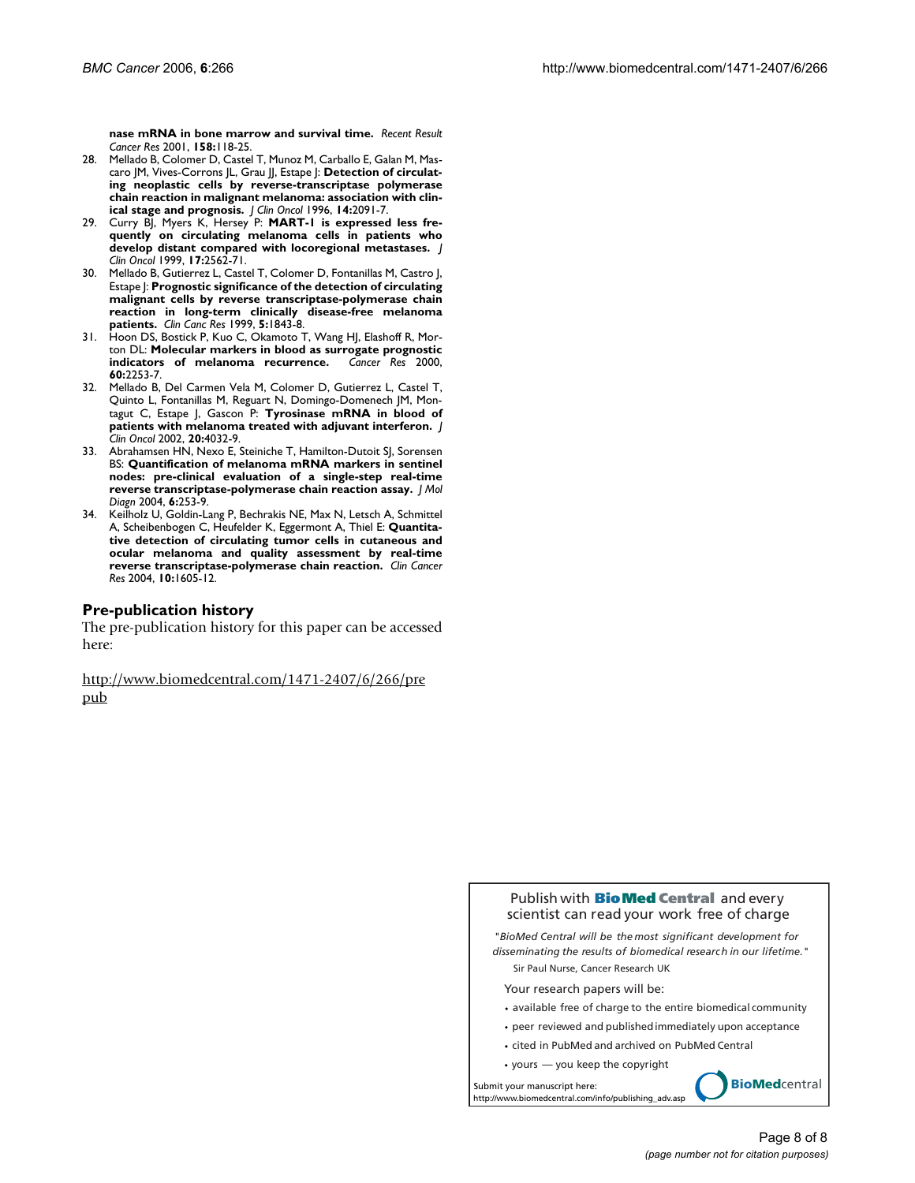**nase mRNA in bone marrow and survival time.** *Recent Result Cancer Res* 2001, **158:**118-25.

28. Mellado B, Colomer D, Castel T, Munoz M, Carballo E, Galan M, Mascaro JM, Vives-Corrons JL, Grau JJ, Estape J: **Detection of circulating neoplastic cells by reverse-transcriptase polymerase chain reaction in malignant melanoma: association with clinical stage and prognosis.** *J Clin Oncol* 1996, **14:**2091-7.
29. Curry BJ, Myers K, Hersey P: **MART-1 is expressed less frequently on circulating melanoma cells in patients who develop distant compared with locoregional metastases.** *J Clin Oncol* 1999, **17:**2562-71.
30. Mellado B, Gutierrez L, Castel T, Colomer D, Fontanillas M, Castro J, Estape J: **Prognostic significance of the detection of circulating malignant cells by reverse transcriptase-polymerase chain reaction in long-term clinically disease-free melanoma patients.** *Clin Canc Res* 1999, **5:**1843-8.
31. Hoon DS, Bostick P, Kuo C, Okamoto T, Wang HJ, Elashoff R, Morton DL: **Molecular markers in blood as surrogate prognostic indicators of melanoma recurrence.** *Cancer Res* 2000, **60:**2253-7.
32. Mellado B, Del Carmen Vela M, Colomer D, Gutierrez L, Castel T, Quinto L, Fontanillas M, Reguart N, Domingo-Domenech JM, Montagut C, Estape J, Gascon P: **Tyrosinase mRNA in blood of patients with melanoma treated with adjuvant interferon.** *J Clin Oncol* 2002, **20:**4032-9.
33. Abrahamsen HN, Nexo E, Steiniche T, Hamilton-Dutoit SJ, Sorensen BS: **Quantification of melanoma mRNA markers in sentinel nodes: pre-clinical evaluation of a single-step real-time reverse transcriptase-polymerase chain reaction assay.** *J Mol Diagn* 2004, **6:**253-9.
34. Keilholz U, Goldin-Lang P, Bechrakis NE, Max N, Letsch A, Schmittel A, Scheibenbogen C, Heufelder K, Eggermont A, Thiel E: **Quantitative detection of circulating tumor cells in cutaneous and ocular melanoma and quality assessment by real-time reverse transcriptase-polymerase chain reaction.** *Clin Cancer Res* 2004, **10:**1605-12.

## Pre-publication history

The pre-publication history for this paper can be accessed here:

http://www.biomedcentral.com/1471-2407/6/266/prepub

Publish with **BioMed Central** and every scientist can read your work free of charge

*"BioMed Central will be the most significant development for disseminating the results of biomedical research in our lifetime."*
Sir Paul Nurse, Cancer Research UK

Your research papers will be:

- available free of charge to the entire biomedical community
- peer reviewed and published immediately upon acceptance
- cited in PubMed and archived on PubMed Central
- yours — you keep the copyright

Submit your manuscript here:
http://www.biomedcentral.com/info/publishing_adv.asp

BioMedcentral